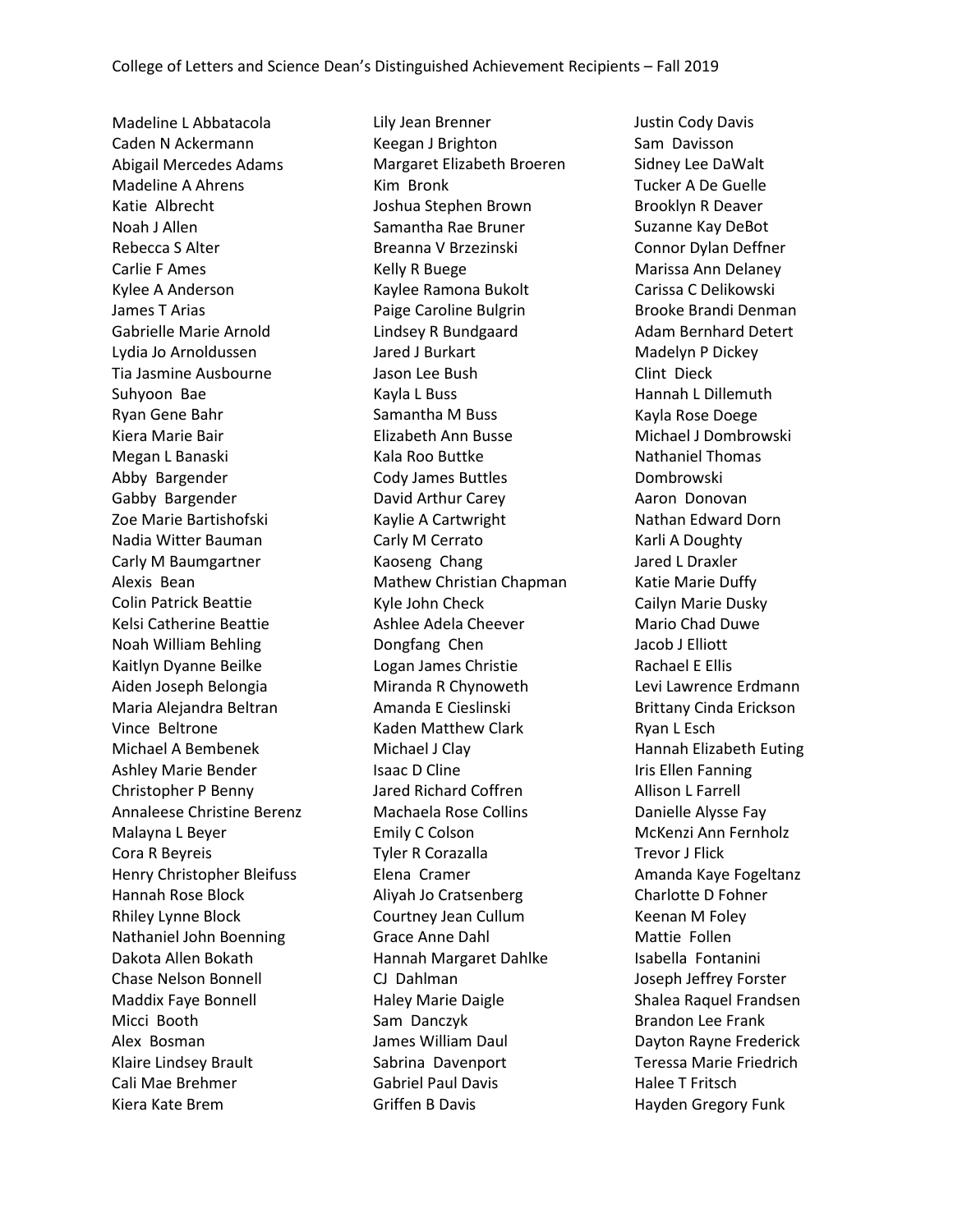# College of Letters and Science Dean's Distinguished Achievement Recipients – Fall 2019

Madeline L Abbatacola
Caden N Ackermann
Abigail Mercedes Adams
Madeline A Ahrens
Katie Albrecht
Noah J Allen
Rebecca S Alter
Carlie F Ames
Kylee A Anderson
James T Arias
Gabrielle Marie Arnold
Lydia Jo Arnoldussen
Tia Jasmine Ausbourne
Suhyoon Bae
Ryan Gene Bahr
Kiera Marie Bair
Megan L Banaski
Abby Bargender
Gabby Bargender
Zoe Marie Bartishofski
Nadia Witter Bauman
Carly M Baumgartner
Alexis Bean
Colin Patrick Beattie
Kelsi Catherine Beattie
Noah William Behling
Kaitlyn Dyanne Beilke
Aiden Joseph Belongia
Maria Alejandra Beltran
Vince Beltrone
Michael A Bembenek
Ashley Marie Bender
Christopher P Benny
Annaleese Christine Berenz
Malayna L Beyer
Cora R Beyreis
Henry Christopher Bleifuss
Hannah Rose Block
Rhiley Lynne Block
Nathaniel John Boenning
Dakota Allen Bokath
Chase Nelson Bonnell
Maddix Faye Bonnell
Micci Booth
Alex Bosman
Klaire Lindsey Brault
Cali Mae Brehmer
Kiera Kate Brem
Lily Jean Brenner
Keegan J Brighton
Margaret Elizabeth Broeren
Kim Bronk
Joshua Stephen Brown
Samantha Rae Bruner
Breanna V Brzezinski
Kelly R Buege
Kaylee Ramona Bukolt
Paige Caroline Bulgrin
Lindsey R Bundgaard
Jared J Burkart
Jason Lee Bush
Kayla L Buss
Samantha M Buss
Elizabeth Ann Busse
Kala Roo Buttke
Cody James Buttles
David Arthur Carey
Kaylie A Cartwright
Carly M Cerrato
Kaoseng Chang
Mathew Christian Chapman
Kyle John Check
Ashlee Adela Cheever
Dongfang Chen
Logan James Christie
Miranda R Chynoweth
Amanda E Cieslinski
Kaden Matthew Clark
Michael J Clay
Isaac D Cline
Jared Richard Coffren
Machaela Rose Collins
Emily C Colson
Tyler R Corazalla
Elena Cramer
Aliyah Jo Cratsenberg
Courtney Jean Cullum
Grace Anne Dahl
Hannah Margaret Dahlke
CJ Dahlman
Haley Marie Daigle
Sam Danczyk
James William Daul
Sabrina Davenport
Gabriel Paul Davis
Griffen B Davis
Justin Cody Davis
Sam Davisson
Sidney Lee DaWalt
Tucker A De Guelle
Brooklyn R Deaver
Suzanne Kay DeBot
Connor Dylan Deffner
Marissa Ann Delaney
Carissa C Delikowski
Brooke Brandi Denman
Adam Bernhard Detert
Madelyn P Dickey
Clint Dieck
Hannah L Dillemuth
Kayla Rose Doege
Michael J Dombrowski
Nathaniel Thomas Dombrowski
Aaron Donovan
Nathan Edward Dorn
Karli A Doughty
Jared L Draxler
Katie Marie Duffy
Cailyn Marie Dusky
Mario Chad Duwe
Jacob J Elliott
Rachael E Ellis
Levi Lawrence Erdmann
Brittany Cinda Erickson
Ryan L Esch
Hannah Elizabeth Euting
Iris Ellen Fanning
Allison L Farrell
Danielle Alysse Fay
McKenzi Ann Fernholz
Trevor J Flick
Amanda Kaye Fogeltanz
Charlotte D Fohner
Keenan M Foley
Mattie Follen
Isabella Fontanini
Joseph Jeffrey Forster
Shalea Raquel Frandsen
Brandon Lee Frank
Dayton Rayne Frederick
Teressa Marie Friedrich
Halee T Fritsch
Hayden Gregory Funk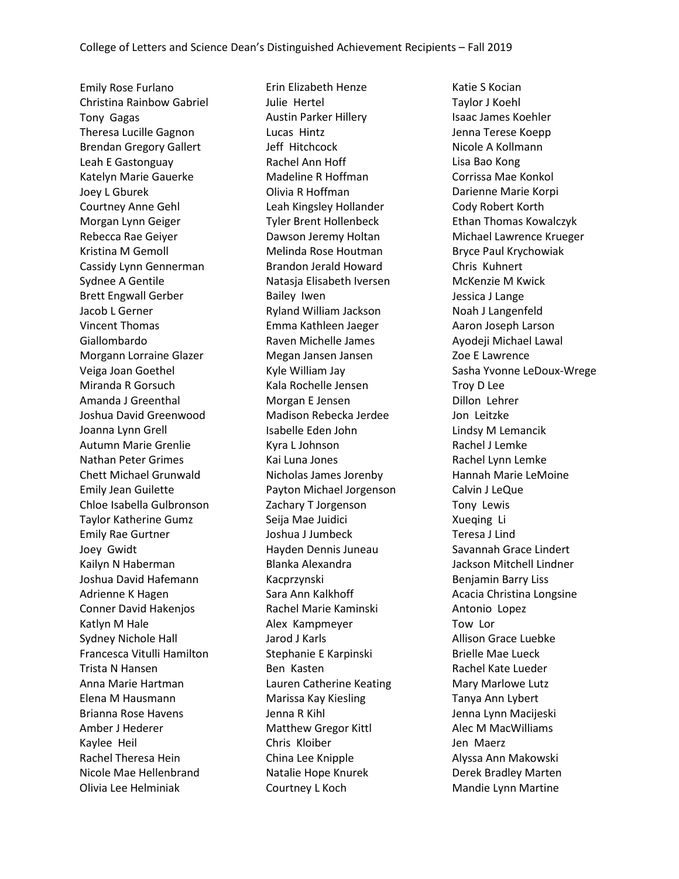Emily Rose Furlano
Christina Rainbow Gabriel
Tony Gagas
Theresa Lucille Gagnon
Brendan Gregory Gallert
Leah E Gastonguay
Katelyn Marie Gauerke
Joey L Gburek
Courtney Anne Gehl
Morgan Lynn Geiger
Rebecca Rae Geiyer
Kristina M Gemoll
Cassidy Lynn Gennerman
Sydnee A Gentile
Brett Engwall Gerber
Jacob L Gerner
Vincent Thomas Giallombardo
Morgann Lorraine Glazer
Veiga Joan Goethel
Miranda R Gorsuch
Amanda J Greenthal
Joshua David Greenwood
Joanna Lynn Grell
Autumn Marie Grenlie
Nathan Peter Grimes
Chett Michael Grunwald
Emily Jean Guilette
Chloe Isabella Gulbronson
Taylor Katherine Gumz
Emily Rae Gurtner
Joey Gwidt
Kailyn N Haberman
Joshua David Hafemann
Adrienne K Hagen
Conner David Hakenjos
Katlyn M Hale
Sydney Nichole Hall
Francesca Vitulli Hamilton
Trista N Hansen
Anna Marie Hartman
Elena M Hausmann
Brianna Rose Havens
Amber J Hederer
Kaylee Heil
Rachel Theresa Hein
Nicole Mae Hellenbrand
Olivia Lee Helminiak
Erin Elizabeth Henze
Julie Hertel
Austin Parker Hillery
Lucas Hintz
Jeff Hitchcock
Rachel Ann Hoff
Madeline R Hoffman
Olivia R Hoffman
Leah Kingsley Hollander
Tyler Brent Hollenbeck
Dawson Jeremy Holtan
Melinda Rose Houtman
Brandon Jerald Howard
Natasja Elisabeth Iversen
Bailey Iwen
Ryland William Jackson
Emma Kathleen Jaeger
Raven Michelle James
Megan Jansen Jansen
Kyle William Jay
Kala Rochelle Jensen
Morgan E Jensen
Madison Rebecka Jerdee
Isabelle Eden John
Kyra L Johnson
Kai Luna Jones
Nicholas James Jorenby
Payton Michael Jorgenson
Zachary T Jorgenson
Seija Mae Juidici
Joshua J Jumbeck
Hayden Dennis Juneau
Blanka Alexandra Kacprzynski
Sara Ann Kalkhoff
Rachel Marie Kaminski
Alex Kampmeyer
Jarod J Karls
Stephanie E Karpinski
Ben Kasten
Lauren Catherine Keating
Marissa Kay Kiesling
Jenna R Kihl
Matthew Gregor Kittl
Chris Kloiber
China Lee Knipple
Natalie Hope Knurek
Courtney L Koch
Katie S Kocian
Taylor J Koehl
Isaac James Koehler
Jenna Terese Koepp
Nicole A Kollmann
Lisa Bao Kong
Corrissa Mae Konkol
Darienne Marie Korpi
Cody Robert Korth
Ethan Thomas Kowalczyk
Michael Lawrence Krueger
Bryce Paul Krychowiak
Chris Kuhnert
McKenzie M Kwick
Jessica J Lange
Noah J Langenfeld
Aaron Joseph Larson
Ayodeji Michael Lawal
Zoe E Lawrence
Sasha Yvonne LeDoux-Wrege
Troy D Lee
Dillon Lehrer
Jon Leitzke
Lindsy M Lemancik
Rachel J Lemke
Rachel Lynn Lemke
Hannah Marie LeMoine
Calvin J LeQue
Tony Lewis
Xueqing Li
Teresa J Lind
Savannah Grace Lindert
Jackson Mitchell Lindner
Benjamin Barry Liss
Acacia Christina Longsine
Antonio Lopez
Tow Lor
Allison Grace Luebke
Brielle Mae Lueck
Rachel Kate Lueder
Mary Marlowe Lutz
Tanya Ann Lybert
Jenna Lynn Macijeski
Alec M MacWilliams
Jen Maerz
Alyssa Ann Makowski
Derek Bradley Marten
Mandie Lynn Martine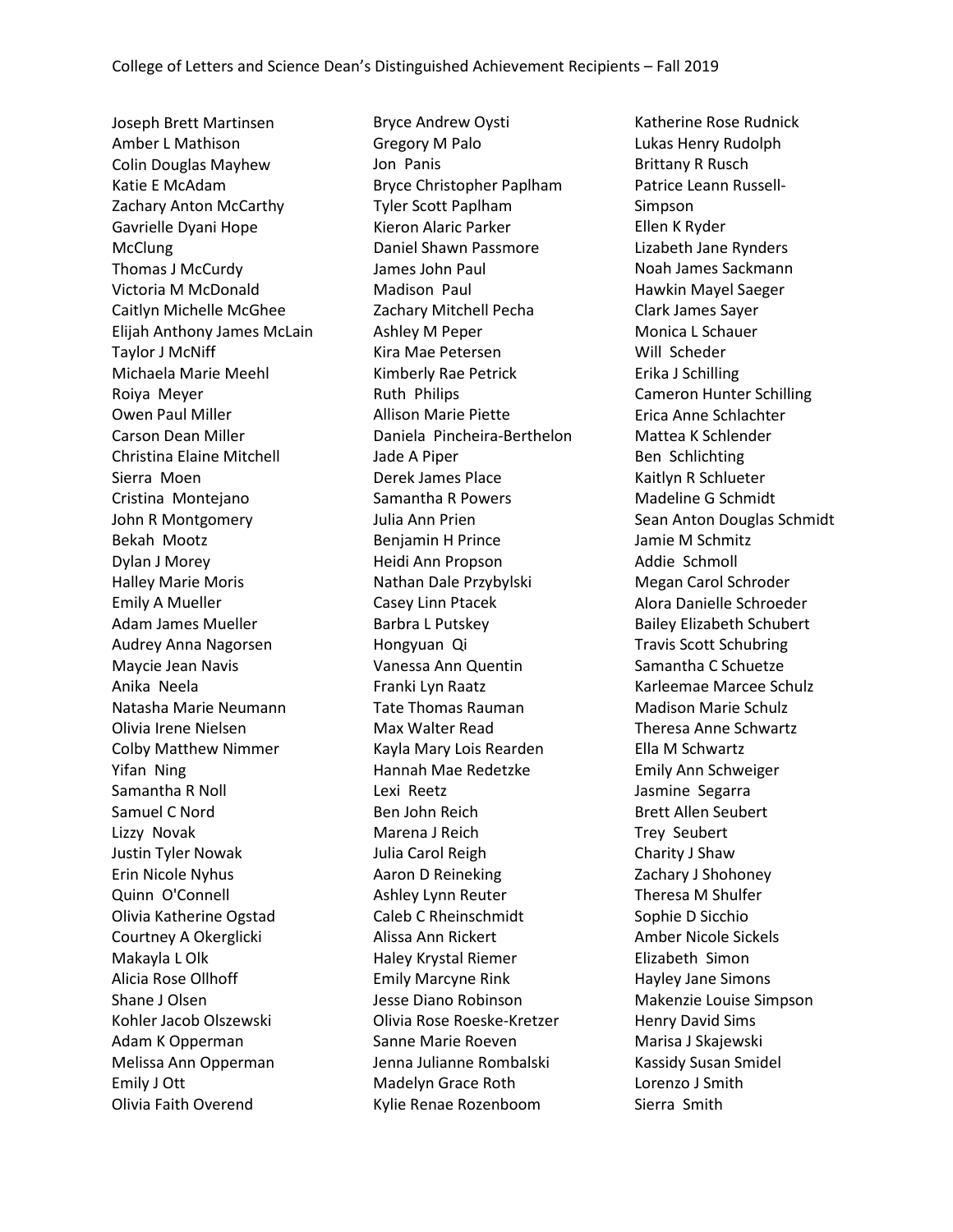Joseph Brett Martinsen
Amber L Mathison
Colin Douglas Mayhew
Katie E McAdam
Zachary Anton McCarthy
Gavrielle Dyani Hope McClung
Thomas J McCurdy
Victoria M McDonald
Caitlyn Michelle McGhee
Elijah Anthony James McLain
Taylor J McNiff
Michaela Marie Meehl
Roiya Meyer
Owen Paul Miller
Carson Dean Miller
Christina Elaine Mitchell
Sierra Moen
Cristina Montejano
John R Montgomery
Bekah Mootz
Dylan J Morey
Halley Marie Moris
Emily A Mueller
Adam James Mueller
Audrey Anna Nagorsen
Maycie Jean Navis
Anika Neela
Natasha Marie Neumann
Olivia Irene Nielsen
Colby Matthew Nimmer
Yifan Ning
Samantha R Noll
Samuel C Nord
Lizzy Novak
Justin Tyler Nowak
Erin Nicole Nyhus
Quinn O'Connell
Olivia Katherine Ogstad
Courtney A Okerglicki
Makayla L Olk
Alicia Rose Ollhoff
Shane J Olsen
Kohler Jacob Olszewski
Adam K Opperman
Melissa Ann Opperman
Emily J Ott
Olivia Faith Overend
Bryce Andrew Oysti
Gregory M Palo
Jon Panis
Bryce Christopher Paplham
Tyler Scott Paplham
Kieron Alaric Parker
Daniel Shawn Passmore
James John Paul
Madison Paul
Zachary Mitchell Pecha
Ashley M Peper
Kira Mae Petersen
Kimberly Rae Petrick
Ruth Philips
Allison Marie Piette
Daniela Pincheira-Berthelon
Jade A Piper
Derek James Place
Samantha R Powers
Julia Ann Prien
Benjamin H Prince
Heidi Ann Propson
Nathan Dale Przybylski
Casey Linn Ptacek
Barbra L Putskey
Hongyuan Qi
Vanessa Ann Quentin
Franki Lyn Raatz
Tate Thomas Rauman
Max Walter Read
Kayla Mary Lois Rearden
Hannah Mae Redetzke
Lexi Reetz
Ben John Reich
Marena J Reich
Julia Carol Reigh
Aaron D Reineking
Ashley Lynn Reuter
Caleb C Rheinschmidt
Alissa Ann Rickert
Haley Krystal Riemer
Emily Marcyne Rink
Jesse Diano Robinson
Olivia Rose Roeske-Kretzer
Sanne Marie Roeven
Jenna Julianne Rombalski
Madelyn Grace Roth
Kylie Renae Rozenboom
Katherine Rose Rudnick
Lukas Henry Rudolph
Brittany R Rusch
Patrice Leann Russell-Simpson
Ellen K Ryder
Lizabeth Jane Rynders
Noah James Sackmann
Hawkin Mayel Saeger
Clark James Sayer
Monica L Schauer
Will Scheder
Erika J Schilling
Cameron Hunter Schilling
Erica Anne Schlachter
Mattea K Schlender
Ben Schlichting
Kaitlyn R Schlueter
Madeline G Schmidt
Sean Anton Douglas Schmidt
Jamie M Schmitz
Addie Schmoll
Megan Carol Schroder
Alora Danielle Schroeder
Bailey Elizabeth Schubert
Travis Scott Schubring
Samantha C Schuetze
Karleemae Marcee Schulz
Madison Marie Schulz
Theresa Anne Schwartz
Ella M Schwartz
Emily Ann Schweiger
Jasmine Segarra
Brett Allen Seubert
Trey Seubert
Charity J Shaw
Zachary J Shohoney
Theresa M Shulfer
Sophie D Sicchio
Amber Nicole Sickels
Elizabeth Simon
Hayley Jane Simons
Makenzie Louise Simpson
Henry David Sims
Marisa J Skajewski
Kassidy Susan Smidel
Lorenzo J Smith
Sierra Smith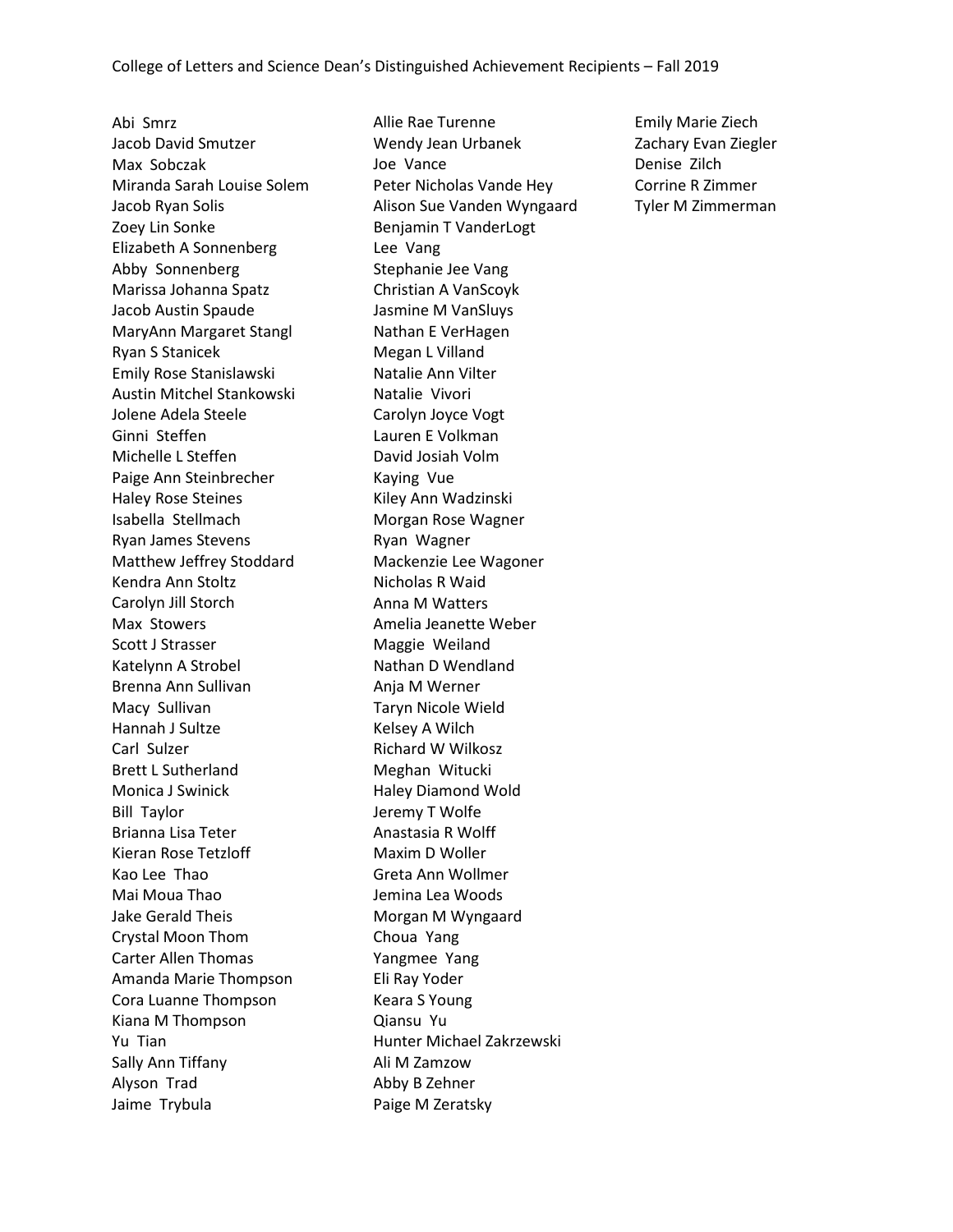Abi Smrz
Jacob David Smutzer
Max Sobczak
Miranda Sarah Louise Solem
Jacob Ryan Solis
Zoey Lin Sonke
Elizabeth A Sonnenberg
Abby Sonnenberg
Marissa Johanna Spatz
Jacob Austin Spaude
MaryAnn Margaret Stangl
Ryan S Stanicek
Emily Rose Stanislawski
Austin Mitchel Stankowski
Jolene Adela Steele
Ginni Steffen
Michelle L Steffen
Paige Ann Steinbrecher
Haley Rose Steines
Isabella Stellmach
Ryan James Stevens
Matthew Jeffrey Stoddard
Kendra Ann Stoltz
Carolyn Jill Storch
Max Stowers
Scott J Strasser
Katelynn A Strobel
Brenna Ann Sullivan
Macy Sullivan
Hannah J Sultze
Carl Sulzer
Brett L Sutherland
Monica J Swinick
Bill Taylor
Brianna Lisa Teter
Kieran Rose Tetzloff
Kao Lee Thao
Mai Moua Thao
Jake Gerald Theis
Crystal Moon Thom
Carter Allen Thomas
Amanda Marie Thompson
Cora Luanne Thompson
Kiana M Thompson
Yu Tian
Sally Ann Tiffany
Alyson Trad
Jaime Trybula
Allie Rae Turenne
Wendy Jean Urbanek
Joe Vance
Peter Nicholas Vande Hey
Alison Sue Vanden Wyngaard
Benjamin T VanderLogt
Lee Vang
Stephanie Jee Vang
Christian A VanScoyk
Jasmine M VanSluys
Nathan E VerHagen
Megan L Villand
Natalie Ann Vilter
Natalie Vivori
Carolyn Joyce Vogt
Lauren E Volkman
David Josiah Volm
Kaying Vue
Kiley Ann Wadzinski
Morgan Rose Wagner
Ryan Wagner
Mackenzie Lee Wagoner
Nicholas R Waid
Anna M Watters
Amelia Jeanette Weber
Maggie Weiland
Nathan D Wendland
Anja M Werner
Taryn Nicole Wield
Kelsey A Wilch
Richard W Wilkosz
Meghan Witucki
Haley Diamond Wold
Jeremy T Wolfe
Anastasia R Wolff
Maxim D Woller
Greta Ann Wollmer
Jemina Lea Woods
Morgan M Wyngaard
Choua Yang
Yangmee Yang
Eli Ray Yoder
Keara S Young
Qiansu Yu
Hunter Michael Zakrzewski
Ali M Zamzow
Abby B Zehner
Paige M Zeratsky
Emily Marie Ziech
Zachary Evan Ziegler
Denise Zilch
Corrine R Zimmer
Tyler M Zimmerman